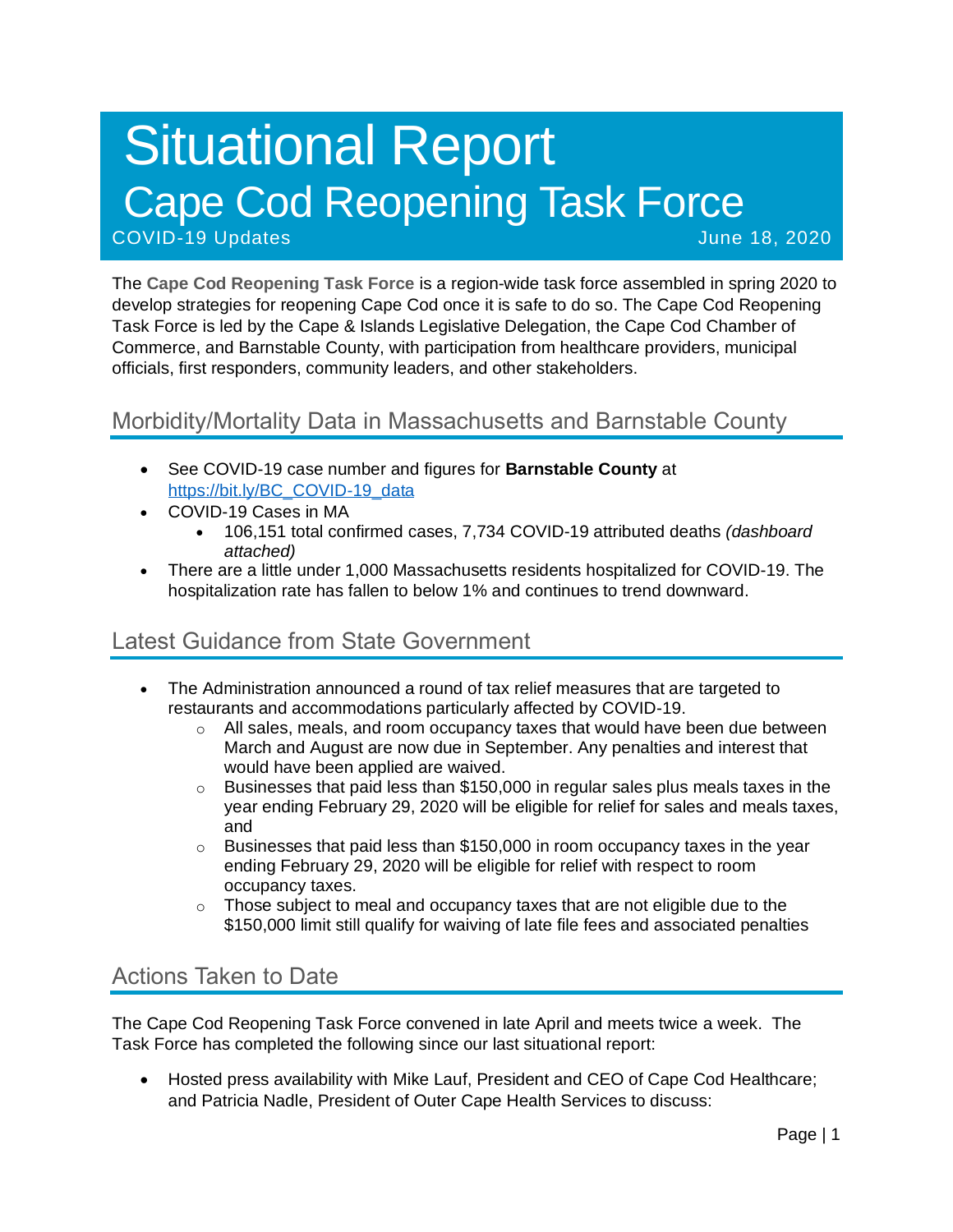# Situational Report

# Cape Cod Reopening Task Force

COVID-19 Updates

June 18, 2020

The **Cape Cod Reopening Task Force** is a region-wide task force assembled in spring 2020 to develop strategies for reopening Cape Cod once it is safe to do so. The Cape Cod Reopening Task Force is led by the Cape & Islands Legislative Delegation, the Cape Cod Chamber of Commerce, and Barnstable County, with participation from healthcare providers, municipal officials, first responders, community leaders, and other stakeholders.

## Morbidity/Mortality Data in Massachusetts and Barnstable County

- See COVID-19 case number and figures for **Barnstable County** at https://bit.ly/BC_COVID-19_data
- COVID-19 Cases in MA
  - 106,151 total confirmed cases, 7,734 COVID-19 attributed deaths *(dashboard attached)*
- There are a little under 1,000 Massachusetts residents hospitalized for COVID-19. The hospitalization rate has fallen to below 1% and continues to trend downward.

## Latest Guidance from State Government

- The Administration announced a round of tax relief measures that are targeted to restaurants and accommodations particularly affected by COVID-19.
  - All sales, meals, and room occupancy taxes that would have been due between March and August are now due in September. Any penalties and interest that would have been applied are waived.
  - Businesses that paid less than $150,000 in regular sales plus meals taxes in the year ending February 29, 2020 will be eligible for relief for sales and meals taxes, and
  - Businesses that paid less than $150,000 in room occupancy taxes in the year ending February 29, 2020 will be eligible for relief with respect to room occupancy taxes.
  - Those subject to meal and occupancy taxes that are not eligible due to the $150,000 limit still qualify for waiving of late file fees and associated penalties

## Actions Taken to Date

The Cape Cod Reopening Task Force convened in late April and meets twice a week. The Task Force has completed the following since our last situational report:

- Hosted press availability with Mike Lauf, President and CEO of Cape Cod Healthcare; and Patricia Nadle, President of Outer Cape Health Services to discuss: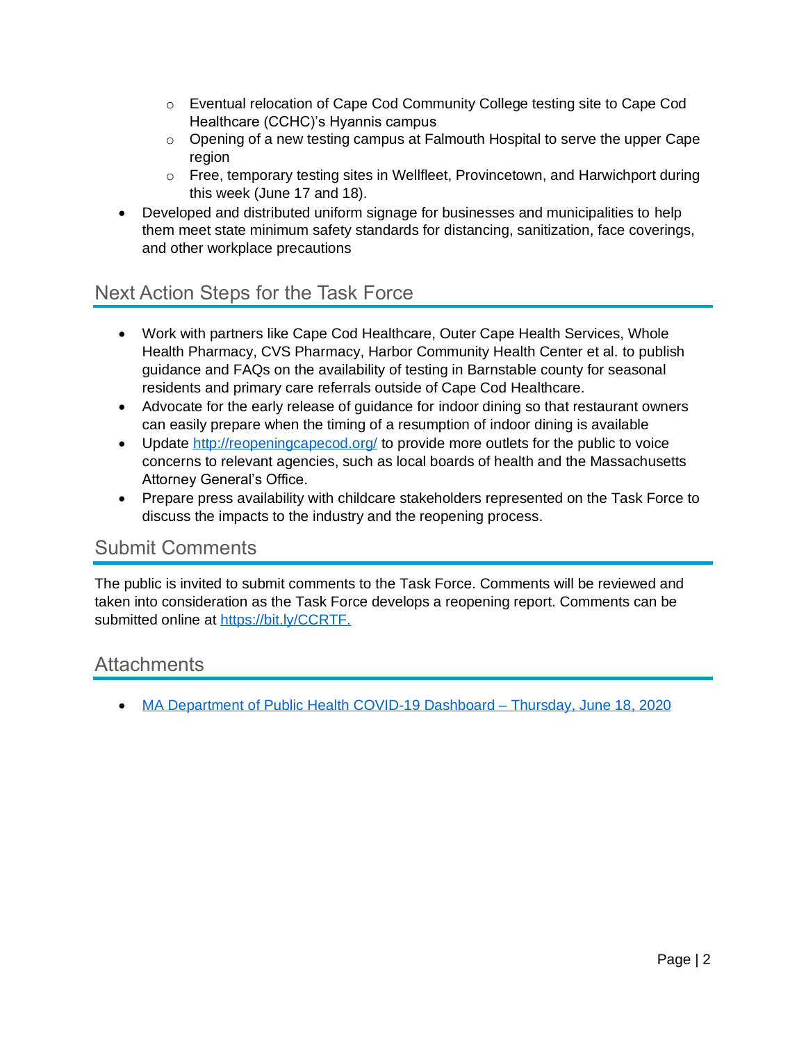- Eventual relocation of Cape Cod Community College testing site to Cape Cod Healthcare (CCHC)'s Hyannis campus
  - Opening of a new testing campus at Falmouth Hospital to serve the upper Cape region
  - Free, temporary testing sites in Wellfleet, Provincetown, and Harwichport during this week (June 17 and 18).
- Developed and distributed uniform signage for businesses and municipalities to help them meet state minimum safety standards for distancing, sanitization, face coverings, and other workplace precautions

## Next Action Steps for the Task Force

- Work with partners like Cape Cod Healthcare, Outer Cape Health Services, Whole Health Pharmacy, CVS Pharmacy, Harbor Community Health Center et al. to publish guidance and FAQs on the availability of testing in Barnstable county for seasonal residents and primary care referrals outside of Cape Cod Healthcare.
- Advocate for the early release of guidance for indoor dining so that restaurant owners can easily prepare when the timing of a resumption of indoor dining is available
- Update [http://reopeningcapecod.org/](http://reopeningcapecod.org/) to provide more outlets for the public to voice concerns to relevant agencies, such as local boards of health and the Massachusetts Attorney General's Office.
- Prepare press availability with childcare stakeholders represented on the Task Force to discuss the impacts to the industry and the reopening process.

## Submit Comments

The public is invited to submit comments to the Task Force. Comments will be reviewed and taken into consideration as the Task Force develops a reopening report. Comments can be submitted online at [https://bit.ly/CCRTF.](https://bit.ly/CCRTF)

## Attachments

- MA Department of Public Health COVID-19 Dashboard – Thursday, June 18, 2020